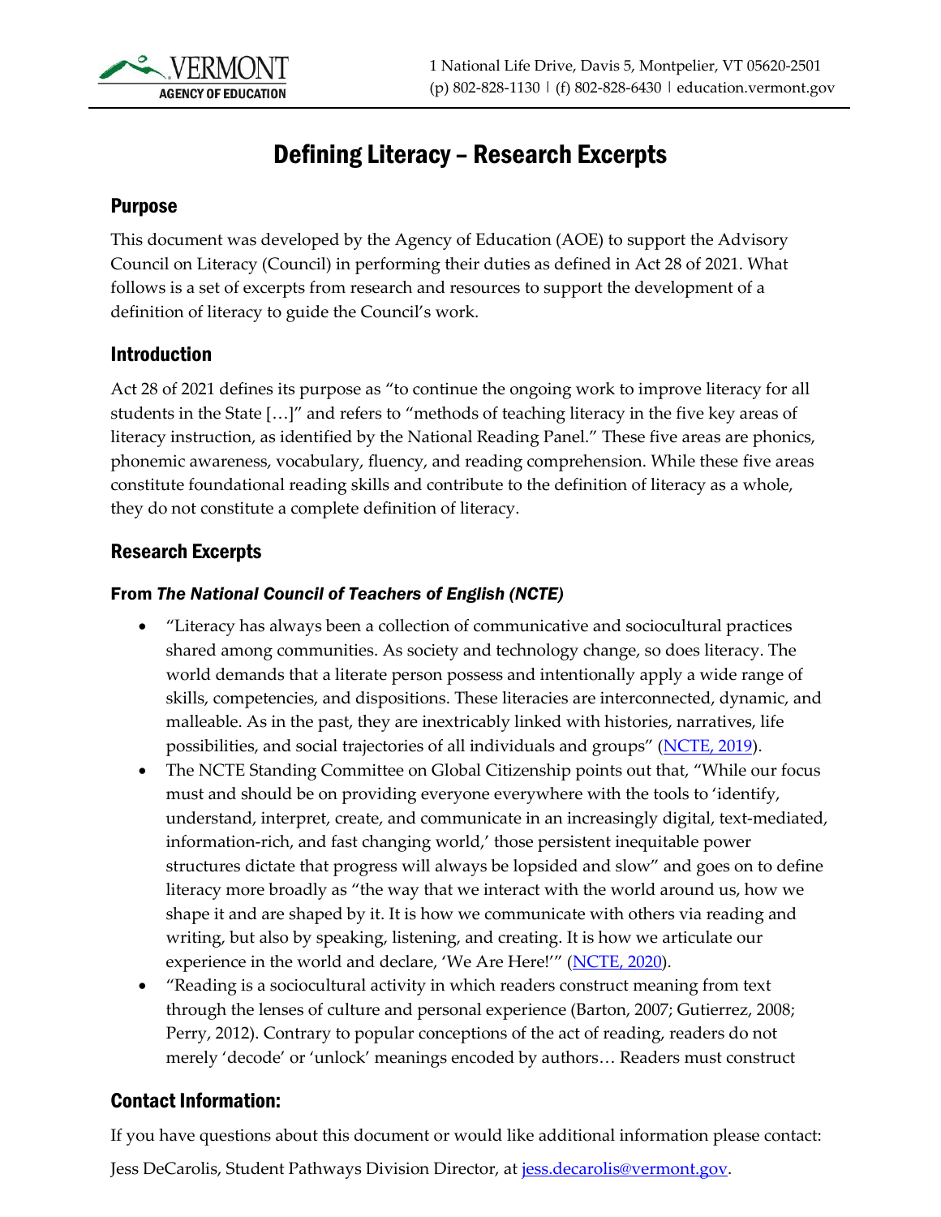# Defining Literacy – Research Excerpts

## Purpose

This document was developed by the Agency of Education (AOE) to support the Advisory Council on Literacy (Council) in performing their duties as defined in Act 28 of 2021. What follows is a set of excerpts from research and resources to support the development of a definition of literacy to guide the Council's work.

## Introduction

Act 28 of 2021 defines its purpose as "to continue the ongoing work to improve literacy for all students in the State […]" and refers to "methods of teaching literacy in the five key areas of literacy instruction, as identified by the National Reading Panel." These five areas are phonics, phonemic awareness, vocabulary, fluency, and reading comprehension. While these five areas constitute foundational reading skills and contribute to the definition of literacy as a whole, they do not constitute a complete definition of literacy.

## Research Excerpts

### From *The National Council of Teachers of English (NCTE)*

- "Literacy has always been a collection of communicative and sociocultural practices shared among communities. As society and technology change, so does literacy. The world demands that a literate person possess and intentionally apply a wide range of skills, competencies, and dispositions. These literacies are interconnected, dynamic, and malleable. As in the past, they are inextricably linked with histories, narratives, life possibilities, and social trajectories of all individuals and groups" (NCTE, 2019).
- The NCTE Standing Committee on Global Citizenship points out that, "While our focus must and should be on providing everyone everywhere with the tools to 'identify, understand, interpret, create, and communicate in an increasingly digital, text-mediated, information-rich, and fast changing world,' those persistent inequitable power structures dictate that progress will always be lopsided and slow" and goes on to define literacy more broadly as "the way that we interact with the world around us, how we shape it and are shaped by it. It is how we communicate with others via reading and writing, but also by speaking, listening, and creating. It is how we articulate our experience in the world and declare, 'We Are Here!'" (NCTE, 2020).
- "Reading is a sociocultural activity in which readers construct meaning from text through the lenses of culture and personal experience (Barton, 2007; Gutierrez, 2008; Perry, 2012). Contrary to popular conceptions of the act of reading, readers do not merely 'decode' or 'unlock' meanings encoded by authors… Readers must construct

## Contact Information:

If you have questions about this document or would like additional information please contact:

Jess DeCarolis, Student Pathways Division Director, at jess.decarolis@vermont.gov.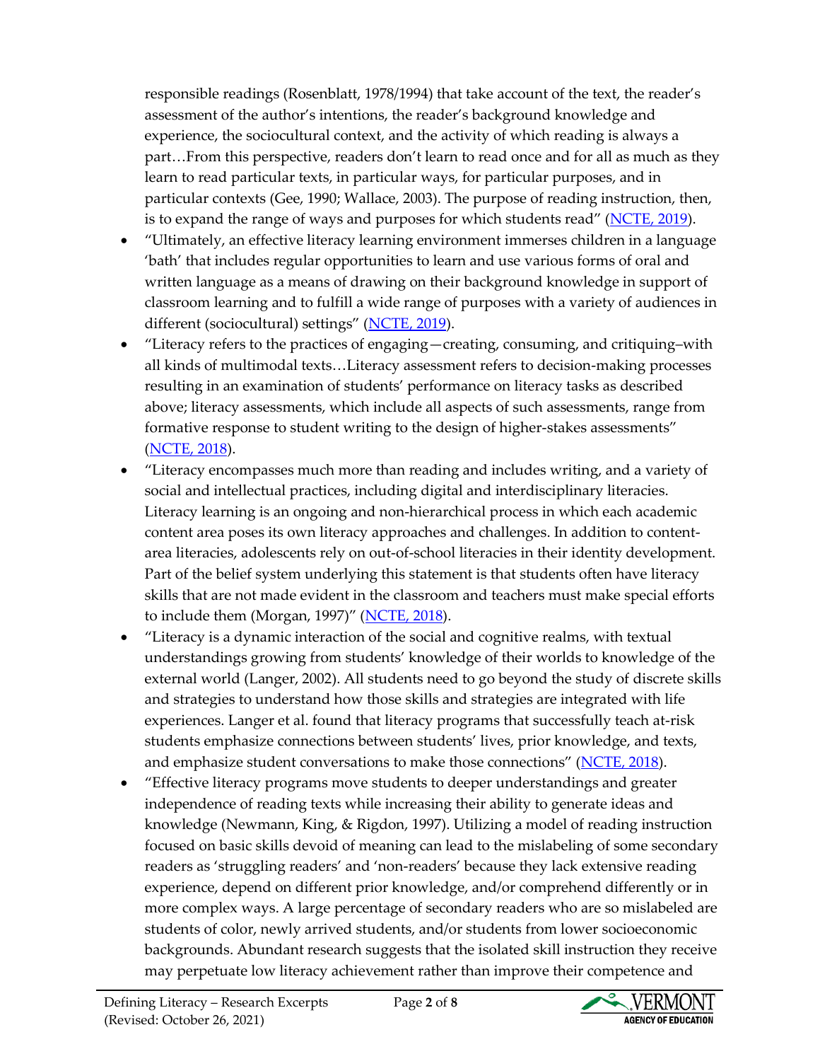responsible readings (Rosenblatt, 1978/1994) that take account of the text, the reader's assessment of the author's intentions, the reader's background knowledge and experience, the sociocultural context, and the activity of which reading is always a part…From this perspective, readers don't learn to read once and for all as much as they learn to read particular texts, in particular ways, for particular purposes, and in particular contexts (Gee, 1990; Wallace, 2003). The purpose of reading instruction, then, is to expand the range of ways and purposes for which students read" (NCTE, 2019).

- "Ultimately, an effective literacy learning environment immerses children in a language 'bath' that includes regular opportunities to learn and use various forms of oral and written language as a means of drawing on their background knowledge in support of classroom learning and to fulfill a wide range of purposes with a variety of audiences in different (sociocultural) settings" (NCTE, 2019).
- "Literacy refers to the practices of engaging—creating, consuming, and critiquing–with all kinds of multimodal texts…Literacy assessment refers to decision-making processes resulting in an examination of students' performance on literacy tasks as described above; literacy assessments, which include all aspects of such assessments, range from formative response to student writing to the design of higher-stakes assessments" (NCTE, 2018).
- "Literacy encompasses much more than reading and includes writing, and a variety of social and intellectual practices, including digital and interdisciplinary literacies. Literacy learning is an ongoing and non-hierarchical process in which each academic content area poses its own literacy approaches and challenges. In addition to content-area literacies, adolescents rely on out-of-school literacies in their identity development. Part of the belief system underlying this statement is that students often have literacy skills that are not made evident in the classroom and teachers must make special efforts to include them (Morgan, 1997)" (NCTE, 2018).
- "Literacy is a dynamic interaction of the social and cognitive realms, with textual understandings growing from students' knowledge of their worlds to knowledge of the external world (Langer, 2002). All students need to go beyond the study of discrete skills and strategies to understand how those skills and strategies are integrated with life experiences. Langer et al. found that literacy programs that successfully teach at-risk students emphasize connections between students' lives, prior knowledge, and texts, and emphasize student conversations to make those connections" (NCTE, 2018).
- "Effective literacy programs move students to deeper understandings and greater independence of reading texts while increasing their ability to generate ideas and knowledge (Newmann, King, & Rigdon, 1997). Utilizing a model of reading instruction focused on basic skills devoid of meaning can lead to the mislabeling of some secondary readers as 'struggling readers' and 'non-readers' because they lack extensive reading experience, depend on different prior knowledge, and/or comprehend differently or in more complex ways. A large percentage of secondary readers who are so mislabeled are students of color, newly arrived students, and/or students from lower socioeconomic backgrounds. Abundant research suggests that the isolated skill instruction they receive may perpetuate low literacy achievement rather than improve their competence and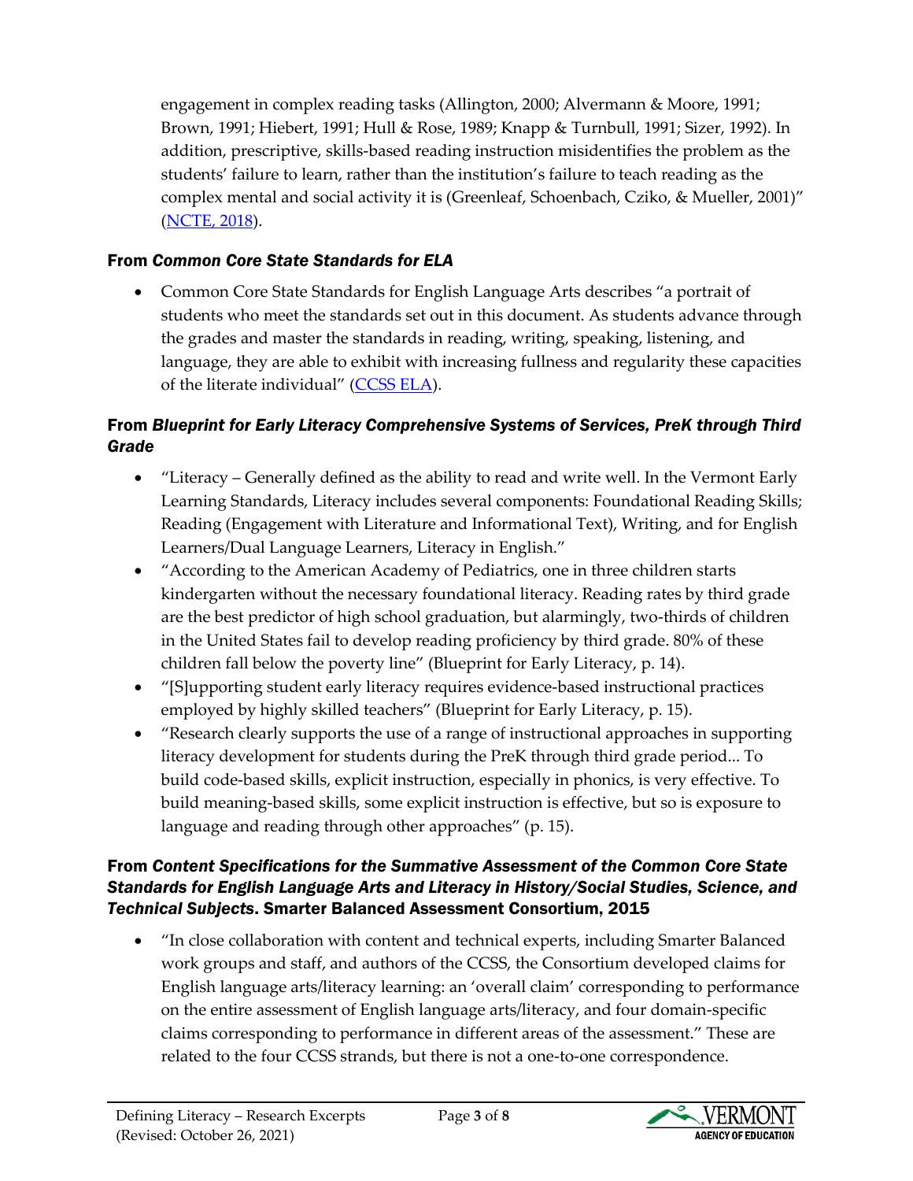engagement in complex reading tasks (Allington, 2000; Alvermann & Moore, 1991; Brown, 1991; Hiebert, 1991; Hull & Rose, 1989; Knapp & Turnbull, 1991; Sizer, 1992). In addition, prescriptive, skills-based reading instruction misidentifies the problem as the students' failure to learn, rather than the institution's failure to teach reading as the complex mental and social activity it is (Greenleaf, Schoenbach, Cziko, & Mueller, 2001)" (NCTE, 2018).

### From *Common Core State Standards for ELA*

- Common Core State Standards for English Language Arts describes "a portrait of students who meet the standards set out in this document. As students advance through the grades and master the standards in reading, writing, speaking, listening, and language, they are able to exhibit with increasing fullness and regularity these capacities of the literate individual" (CCSS ELA).

### From *Blueprint for Early Literacy Comprehensive Systems of Services, PreK through Third Grade*

- "Literacy – Generally defined as the ability to read and write well. In the Vermont Early Learning Standards, Literacy includes several components: Foundational Reading Skills; Reading (Engagement with Literature and Informational Text), Writing, and for English Learners/Dual Language Learners, Literacy in English."
- "According to the American Academy of Pediatrics, one in three children starts kindergarten without the necessary foundational literacy. Reading rates by third grade are the best predictor of high school graduation, but alarmingly, two-thirds of children in the United States fail to develop reading proficiency by third grade. 80% of these children fall below the poverty line" (Blueprint for Early Literacy, p. 14).
- "[S]upporting student early literacy requires evidence-based instructional practices employed by highly skilled teachers" (Blueprint for Early Literacy, p. 15).
- "Research clearly supports the use of a range of instructional approaches in supporting literacy development for students during the PreK through third grade period... To build code-based skills, explicit instruction, especially in phonics, is very effective. To build meaning-based skills, some explicit instruction is effective, but so is exposure to language and reading through other approaches" (p. 15).

### From *Content Specifications for the Summative Assessment of the Common Core State Standards for English Language Arts and Literacy in History/Social Studies, Science, and Technical Subjects*. Smarter Balanced Assessment Consortium, 2015

- "In close collaboration with content and technical experts, including Smarter Balanced work groups and staff, and authors of the CCSS, the Consortium developed claims for English language arts/literacy learning: an 'overall claim' corresponding to performance on the entire assessment of English language arts/literacy, and four domain-specific claims corresponding to performance in different areas of the assessment." These are related to the four CCSS strands, but there is not a one-to-one correspondence.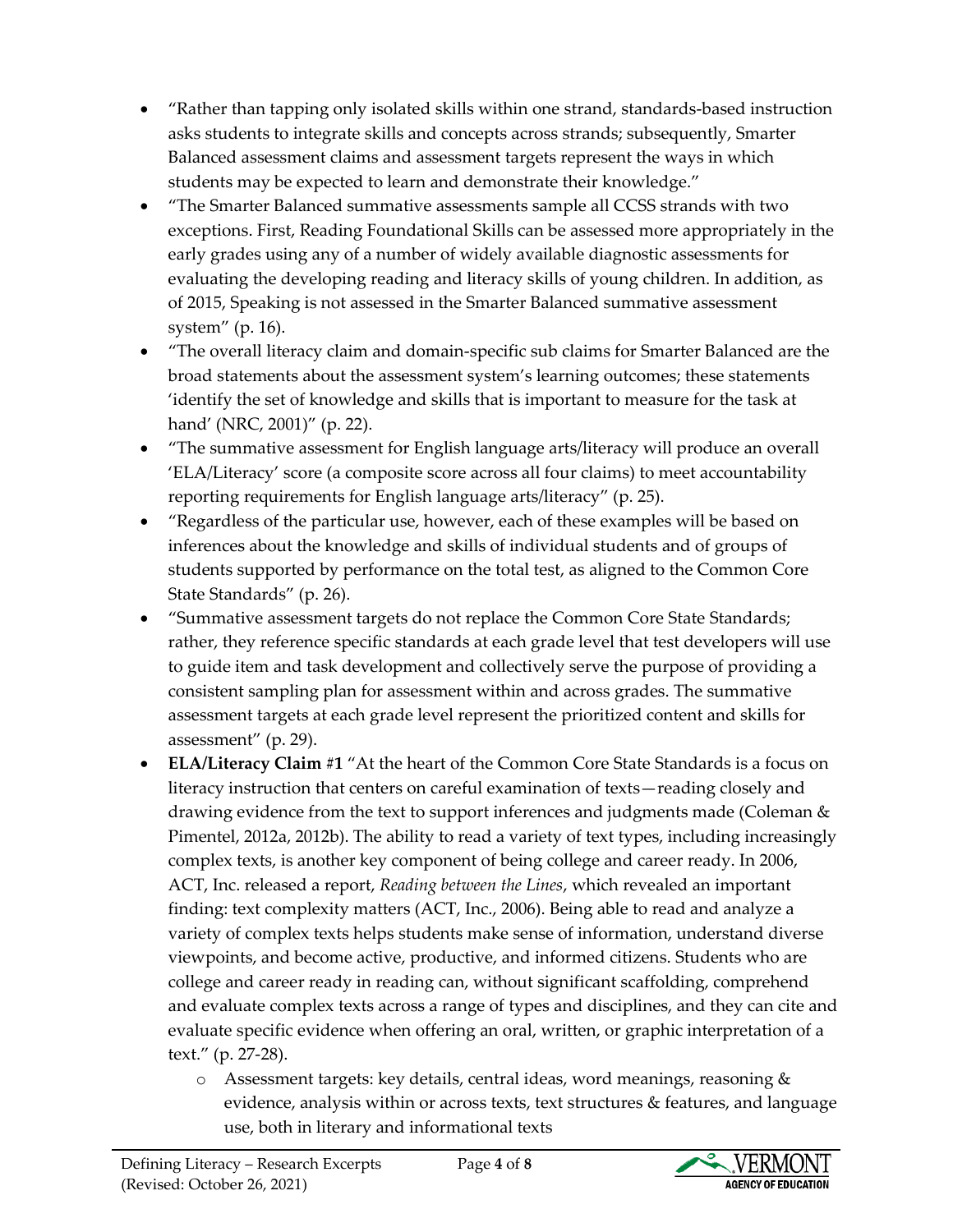- "Rather than tapping only isolated skills within one strand, standards-based instruction asks students to integrate skills and concepts across strands; subsequently, Smarter Balanced assessment claims and assessment targets represent the ways in which students may be expected to learn and demonstrate their knowledge."
- "The Smarter Balanced summative assessments sample all CCSS strands with two exceptions. First, Reading Foundational Skills can be assessed more appropriately in the early grades using any of a number of widely available diagnostic assessments for evaluating the developing reading and literacy skills of young children. In addition, as of 2015, Speaking is not assessed in the Smarter Balanced summative assessment system" (p. 16).
- "The overall literacy claim and domain-specific sub claims for Smarter Balanced are the broad statements about the assessment system's learning outcomes; these statements 'identify the set of knowledge and skills that is important to measure for the task at hand' (NRC, 2001)" (p. 22).
- "The summative assessment for English language arts/literacy will produce an overall 'ELA/Literacy' score (a composite score across all four claims) to meet accountability reporting requirements for English language arts/literacy" (p. 25).
- "Regardless of the particular use, however, each of these examples will be based on inferences about the knowledge and skills of individual students and of groups of students supported by performance on the total test, as aligned to the Common Core State Standards" (p. 26).
- "Summative assessment targets do not replace the Common Core State Standards; rather, they reference specific standards at each grade level that test developers will use to guide item and task development and collectively serve the purpose of providing a consistent sampling plan for assessment within and across grades. The summative assessment targets at each grade level represent the prioritized content and skills for assessment" (p. 29).
- **ELA/Literacy Claim #1** "At the heart of the Common Core State Standards is a focus on literacy instruction that centers on careful examination of texts—reading closely and drawing evidence from the text to support inferences and judgments made (Coleman & Pimentel, 2012a, 2012b). The ability to read a variety of text types, including increasingly complex texts, is another key component of being college and career ready. In 2006, ACT, Inc. released a report, *Reading between the Lines*, which revealed an important finding: text complexity matters (ACT, Inc., 2006). Being able to read and analyze a variety of complex texts helps students make sense of information, understand diverse viewpoints, and become active, productive, and informed citizens. Students who are college and career ready in reading can, without significant scaffolding, comprehend and evaluate complex texts across a range of types and disciplines, and they can cite and evaluate specific evidence when offering an oral, written, or graphic interpretation of a text." (p. 27-28).
  - Assessment targets: key details, central ideas, word meanings, reasoning & evidence, analysis within or across texts, text structures & features, and language use, both in literary and informational texts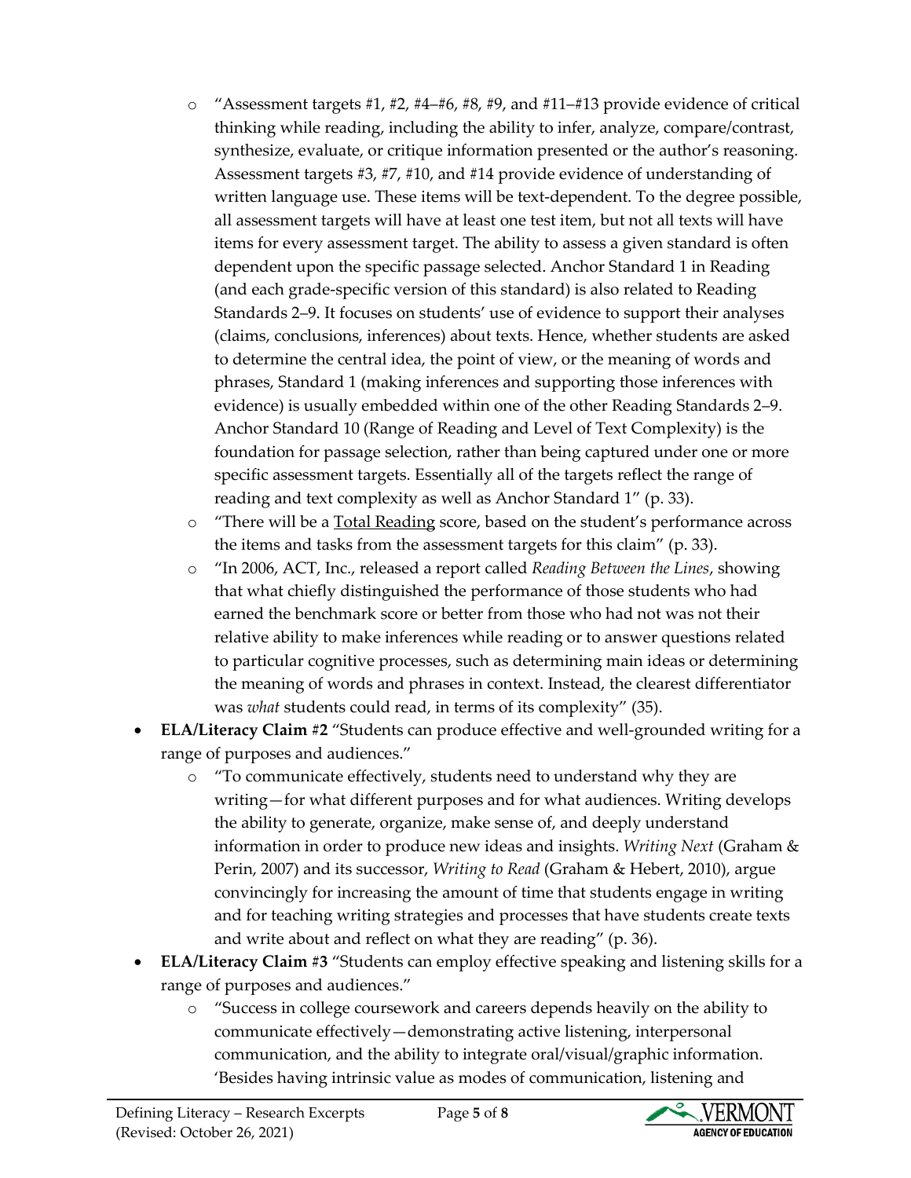- "Assessment targets #1, #2, #4–#6, #8, #9, and #11–#13 provide evidence of critical thinking while reading, including the ability to infer, analyze, compare/contrast, synthesize, evaluate, or critique information presented or the author's reasoning. Assessment targets #3, #7, #10, and #14 provide evidence of understanding of written language use. These items will be text-dependent. To the degree possible, all assessment targets will have at least one test item, but not all texts will have items for every assessment target. The ability to assess a given standard is often dependent upon the specific passage selected. Anchor Standard 1 in Reading (and each grade-specific version of this standard) is also related to Reading Standards 2–9. It focuses on students' use of evidence to support their analyses (claims, conclusions, inferences) about texts. Hence, whether students are asked to determine the central idea, the point of view, or the meaning of words and phrases, Standard 1 (making inferences and supporting those inferences with evidence) is usually embedded within one of the other Reading Standards 2–9. Anchor Standard 10 (Range of Reading and Level of Text Complexity) is the foundation for passage selection, rather than being captured under one or more specific assessment targets. Essentially all of the targets reflect the range of reading and text complexity as well as Anchor Standard 1" (p. 33).
  - "There will be a <u>Total Reading</u> score, based on the student's performance across the items and tasks from the assessment targets for this claim" (p. 33).
  - "In 2006, ACT, Inc., released a report called *Reading Between the Lines*, showing that what chiefly distinguished the performance of those students who had earned the benchmark score or better from those who had not was not their relative ability to make inferences while reading or to answer questions related to particular cognitive processes, such as determining main ideas or determining the meaning of words and phrases in context. Instead, the clearest differentiator was *what* students could read, in terms of its complexity" (35).
- **ELA/Literacy Claim #2** "Students can produce effective and well-grounded writing for a range of purposes and audiences."
  - "To communicate effectively, students need to understand why they are writing—for what different purposes and for what audiences. Writing develops the ability to generate, organize, make sense of, and deeply understand information in order to produce new ideas and insights. *Writing Next* (Graham & Perin, 2007) and its successor, *Writing to Read* (Graham & Hebert, 2010), argue convincingly for increasing the amount of time that students engage in writing and for teaching writing strategies and processes that have students create texts and write about and reflect on what they are reading" (p. 36).
- **ELA/Literacy Claim #3** "Students can employ effective speaking and listening skills for a range of purposes and audiences."
  - "Success in college coursework and careers depends heavily on the ability to communicate effectively—demonstrating active listening, interpersonal communication, and the ability to integrate oral/visual/graphic information. 'Besides having intrinsic value as modes of communication, listening and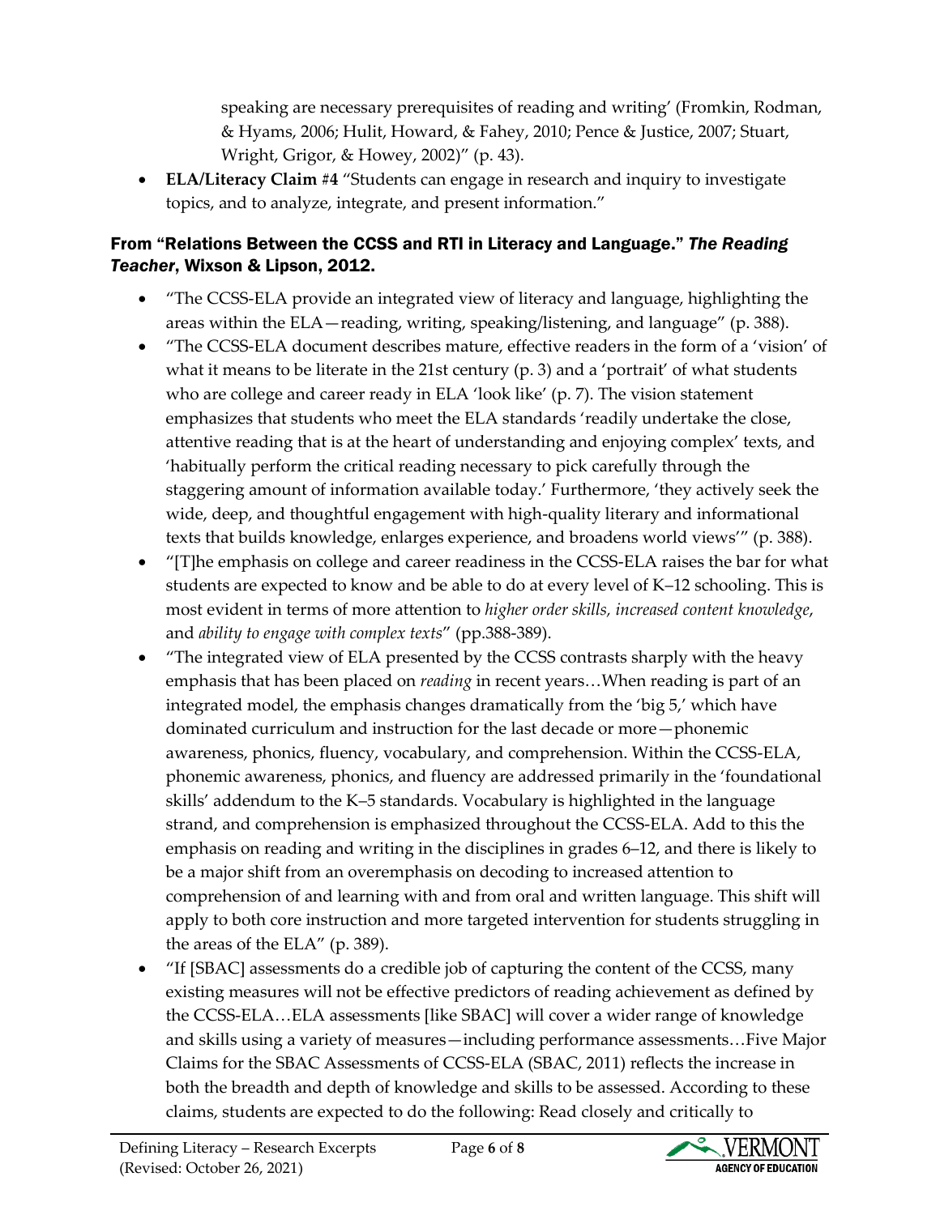speaking are necessary prerequisites of reading and writing' (Fromkin, Rodman, & Hyams, 2006; Hulit, Howard, & Fahey, 2010; Pence & Justice, 2007; Stuart, Wright, Grigor, & Howey, 2002)" (p. 43).

- **ELA/Literacy Claim #4** "Students can engage in research and inquiry to investigate topics, and to analyze, integrate, and present information."

### From "Relations Between the CCSS and RTI in Literacy and Language." *The Reading Teacher*, Wixson & Lipson, 2012.

- "The CCSS-ELA provide an integrated view of literacy and language, highlighting the areas within the ELA—reading, writing, speaking/listening, and language" (p. 388).
- "The CCSS-ELA document describes mature, effective readers in the form of a 'vision' of what it means to be literate in the 21st century (p. 3) and a 'portrait' of what students who are college and career ready in ELA 'look like' (p. 7). The vision statement emphasizes that students who meet the ELA standards 'readily undertake the close, attentive reading that is at the heart of understanding and enjoying complex' texts, and 'habitually perform the critical reading necessary to pick carefully through the staggering amount of information available today.' Furthermore, 'they actively seek the wide, deep, and thoughtful engagement with high-quality literary and informational texts that builds knowledge, enlarges experience, and broadens world views'" (p. 388).
- "[T]he emphasis on college and career readiness in the CCSS-ELA raises the bar for what students are expected to know and be able to do at every level of K–12 schooling. This is most evident in terms of more attention to *higher order skills, increased content knowledge*, and *ability to engage with complex texts*" (pp.388-389).
- "The integrated view of ELA presented by the CCSS contrasts sharply with the heavy emphasis that has been placed on *reading* in recent years…When reading is part of an integrated model, the emphasis changes dramatically from the 'big 5,' which have dominated curriculum and instruction for the last decade or more—phonemic awareness, phonics, fluency, vocabulary, and comprehension. Within the CCSS-ELA, phonemic awareness, phonics, and fluency are addressed primarily in the 'foundational skills' addendum to the K–5 standards. Vocabulary is highlighted in the language strand, and comprehension is emphasized throughout the CCSS-ELA. Add to this the emphasis on reading and writing in the disciplines in grades 6–12, and there is likely to be a major shift from an overemphasis on decoding to increased attention to comprehension of and learning with and from oral and written language. This shift will apply to both core instruction and more targeted intervention for students struggling in the areas of the ELA" (p. 389).
- "If [SBAC] assessments do a credible job of capturing the content of the CCSS, many existing measures will not be effective predictors of reading achievement as defined by the CCSS-ELA…ELA assessments [like SBAC] will cover a wider range of knowledge and skills using a variety of measures—including performance assessments…Five Major Claims for the SBAC Assessments of CCSS-ELA (SBAC, 2011) reflects the increase in both the breadth and depth of knowledge and skills to be assessed. According to these claims, students are expected to do the following: Read closely and critically to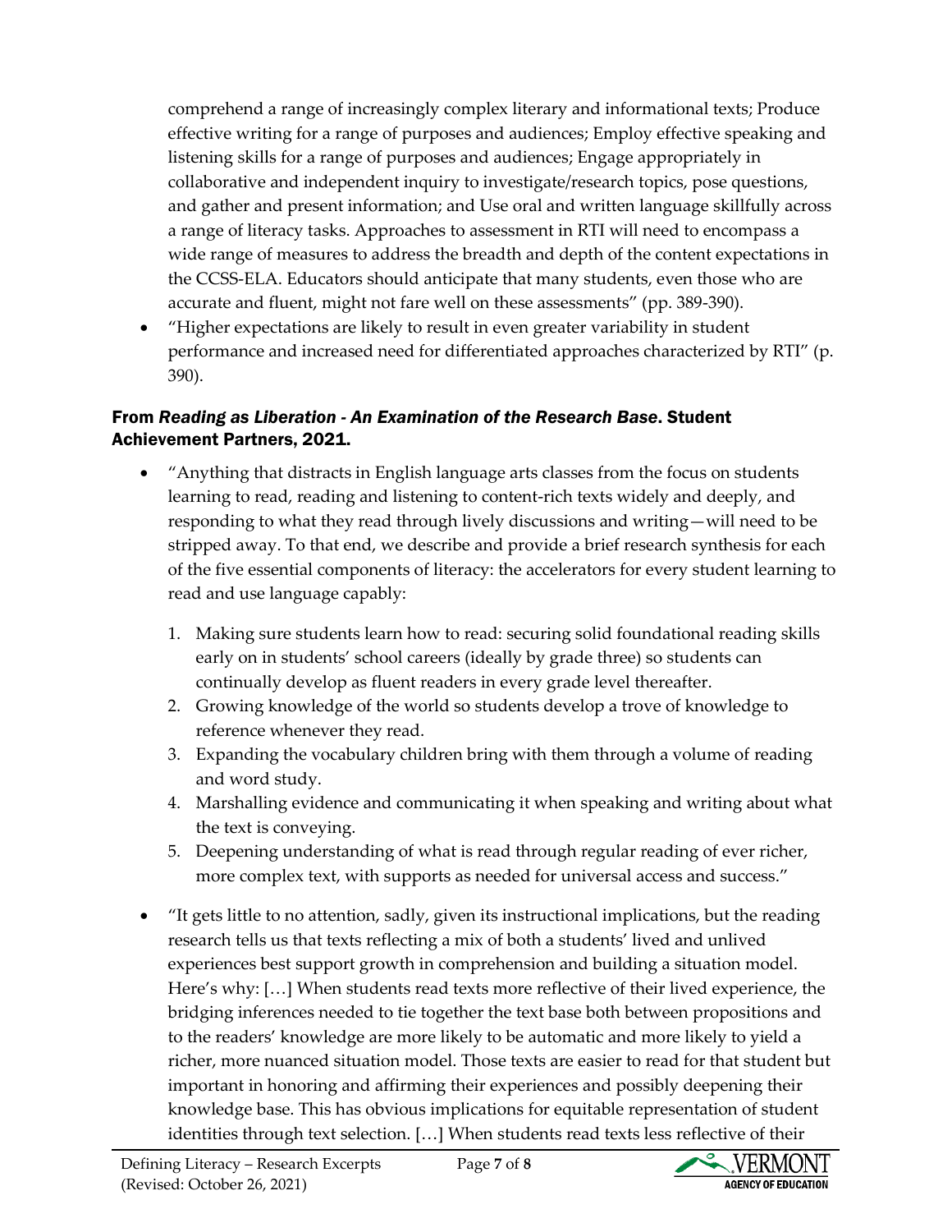comprehend a range of increasingly complex literary and informational texts; Produce effective writing for a range of purposes and audiences; Employ effective speaking and listening skills for a range of purposes and audiences; Engage appropriately in collaborative and independent inquiry to investigate/research topics, pose questions, and gather and present information; and Use oral and written language skillfully across a range of literacy tasks. Approaches to assessment in RTI will need to encompass a wide range of measures to address the breadth and depth of the content expectations in the CCSS-ELA. Educators should anticipate that many students, even those who are accurate and fluent, might not fare well on these assessments" (pp. 389-390).

- "Higher expectations are likely to result in even greater variability in student performance and increased need for differentiated approaches characterized by RTI" (p. 390).

### From *Reading as Liberation - An Examination of the Research Base*. Student Achievement Partners, 2021.

- "Anything that distracts in English language arts classes from the focus on students learning to read, reading and listening to content-rich texts widely and deeply, and responding to what they read through lively discussions and writing—will need to be stripped away. To that end, we describe and provide a brief research synthesis for each of the five essential components of literacy: the accelerators for every student learning to read and use language capably:

  1. Making sure students learn how to read: securing solid foundational reading skills early on in students' school careers (ideally by grade three) so students can continually develop as fluent readers in every grade level thereafter.
  2. Growing knowledge of the world so students develop a trove of knowledge to reference whenever they read.
  3. Expanding the vocabulary children bring with them through a volume of reading and word study.
  4. Marshalling evidence and communicating it when speaking and writing about what the text is conveying.
  5. Deepening understanding of what is read through regular reading of ever richer, more complex text, with supports as needed for universal access and success."

- "It gets little to no attention, sadly, given its instructional implications, but the reading research tells us that texts reflecting a mix of both a students' lived and unlived experiences best support growth in comprehension and building a situation model. Here's why: […] When students read texts more reflective of their lived experience, the bridging inferences needed to tie together the text base both between propositions and to the readers' knowledge are more likely to be automatic and more likely to yield a richer, more nuanced situation model. Those texts are easier to read for that student but important in honoring and affirming their experiences and possibly deepening their knowledge base. This has obvious implications for equitable representation of student identities through text selection. […] When students read texts less reflective of their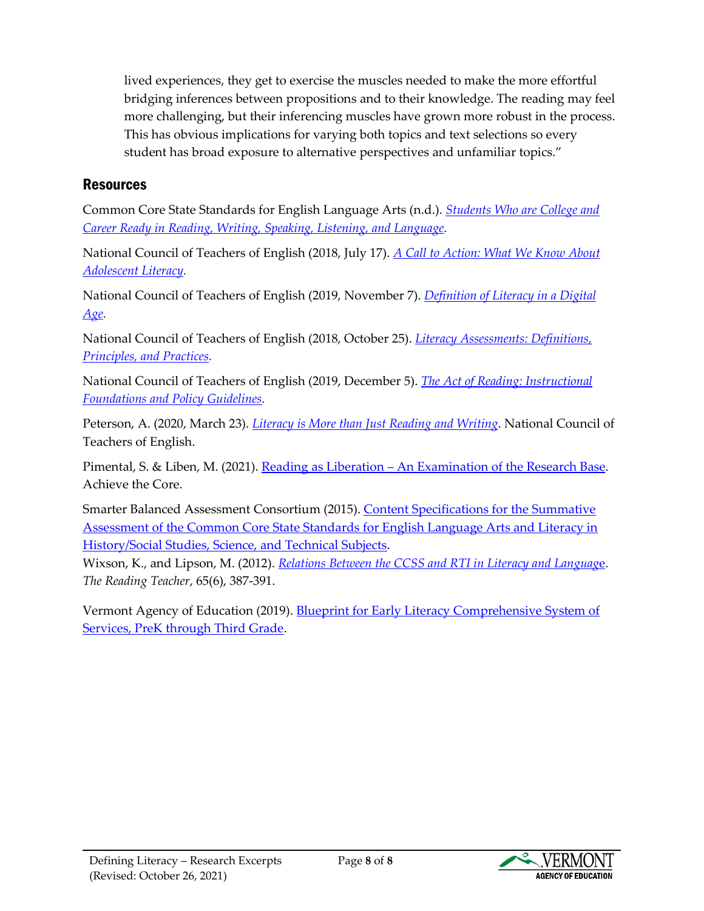lived experiences, they get to exercise the muscles needed to make the more effortful bridging inferences between propositions and to their knowledge. The reading may feel more challenging, but their inferencing muscles have grown more robust in the process. This has obvious implications for varying both topics and text selections so every student has broad exposure to alternative perspectives and unfamiliar topics."

## Resources

Common Core State Standards for English Language Arts (n.d.). *Students Who are College and Career Ready in Reading, Writing, Speaking, Listening, and Language*.

National Council of Teachers of English (2018, July 17). *A Call to Action: What We Know About Adolescent Literacy*.

National Council of Teachers of English (2019, November 7). *Definition of Literacy in a Digital Age*.

National Council of Teachers of English (2018, October 25). *Literacy Assessments: Definitions, Principles, and Practices*.

National Council of Teachers of English (2019, December 5). *The Act of Reading: Instructional Foundations and Policy Guidelines*.

Peterson, A. (2020, March 23). *Literacy is More than Just Reading and Writing*. National Council of Teachers of English.

Pimental, S. & Liben, M. (2021). Reading as Liberation – An Examination of the Research Base. Achieve the Core.

Smarter Balanced Assessment Consortium (2015). Content Specifications for the Summative Assessment of the Common Core State Standards for English Language Arts and Literacy in History/Social Studies, Science, and Technical Subjects.

Wixson, K., and Lipson, M. (2012). *Relations Between the CCSS and RTI in Literacy and Language*. *The Reading Teacher*, 65(6), 387-391.

Vermont Agency of Education (2019). Blueprint for Early Literacy Comprehensive System of Services, PreK through Third Grade.